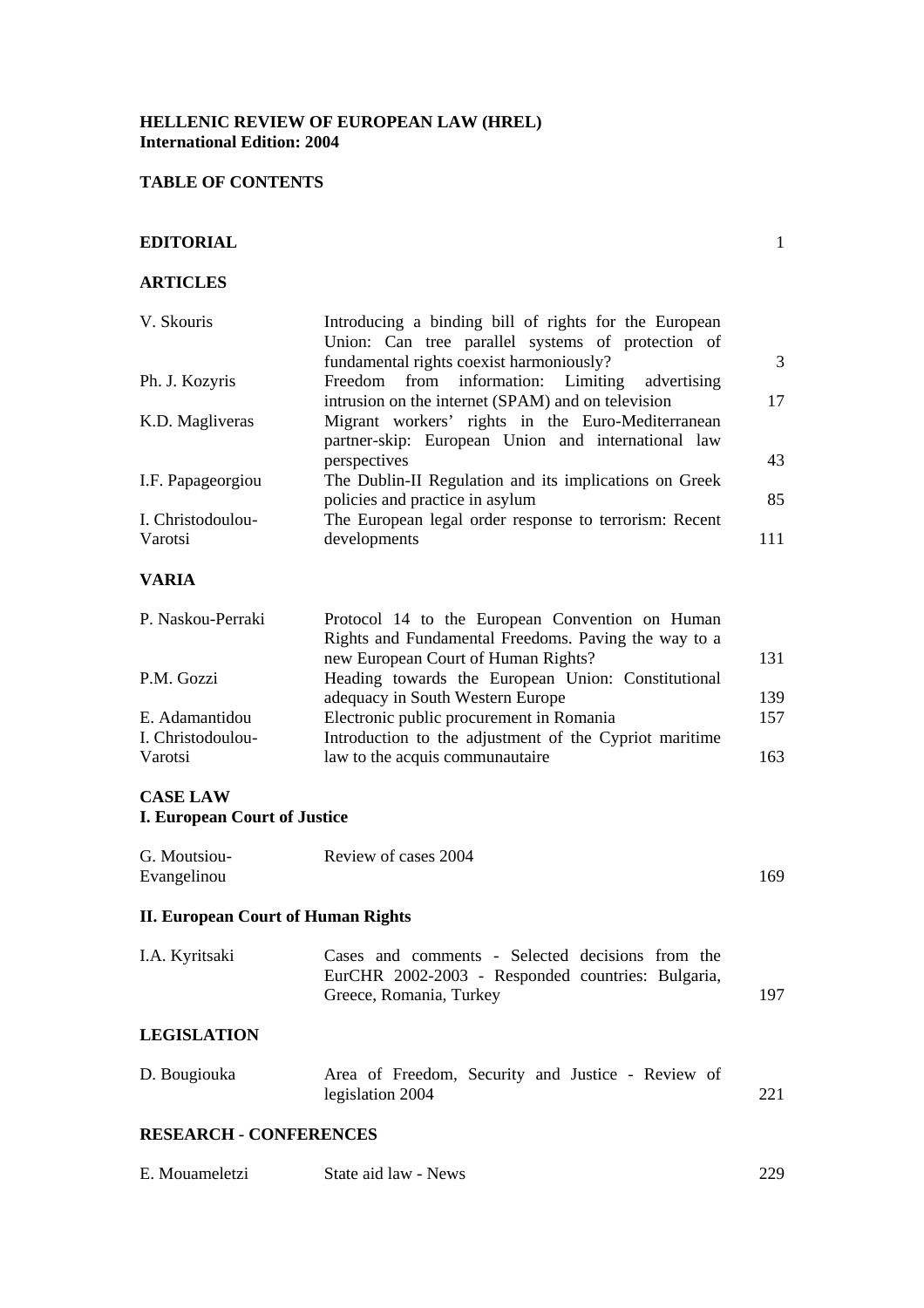**HELLENIC REVIEW OF EUROPEAN LAW (HREL)**
**International Edition: 2004**

**TABLE OF CONTENTS**

| | | |
|---|---|---|
| **EDITORIAL** | | 1 |
| **ARTICLES** | | |
| V. Skouris | Introducing a binding bill of rights for the European Union: Can tree parallel systems of protection of fundamental rights coexist harmoniously? | 3 |
| Ph. J. Kozyris | Freedom from information: Limiting advertising intrusion on the internet (SPAM) and on television | 17 |
| K.D. Magliveras | Migrant workers' rights in the Euro-Mediterranean partner-skip: European Union and international law perspectives | 43 |
| I.F. Papageorgiou | The Dublin-II Regulation and its implications on Greek policies and practice in asylum | 85 |
| I. Christodoulou-Varotsi | The European legal order response to terrorism: Recent developments | 111 |
| **VARIA** | | |
| P. Naskou-Perraki | Protocol 14 to the European Convention on Human Rights and Fundamental Freedoms. Paving the way to a new European Court of Human Rights? | 131 |
| P.M. Gozzi | Heading towards the European Union: Constitutional adequacy in South Western Europe | 139 |
| E. Adamantidou | Electronic public procurement in Romania | 157 |
| I. Christodoulou-Varotsi | Introduction to the adjustment of the Cypriot maritime law to the acquis communautaire | 163 |
| **CASE LAW** | | |
| **I. European Court of Justice** | | |
| G. Moutsiou-Evangelinou | Review of cases 2004 | 169 |
| **II. European Court of Human Rights** | | |
| I.A. Kyritsaki | Cases and comments - Selected decisions from the EurCHR 2002-2003 - Responded countries: Bulgaria, Greece, Romania, Turkey | 197 |
| **LEGISLATION** | | |
| D. Bougiouka | Area of Freedom, Security and Justice - Review of legislation 2004 | 221 |
| **RESEARCH - CONFERENCES** | | |
| E. Mouameletzi | State aid law - News | 229 |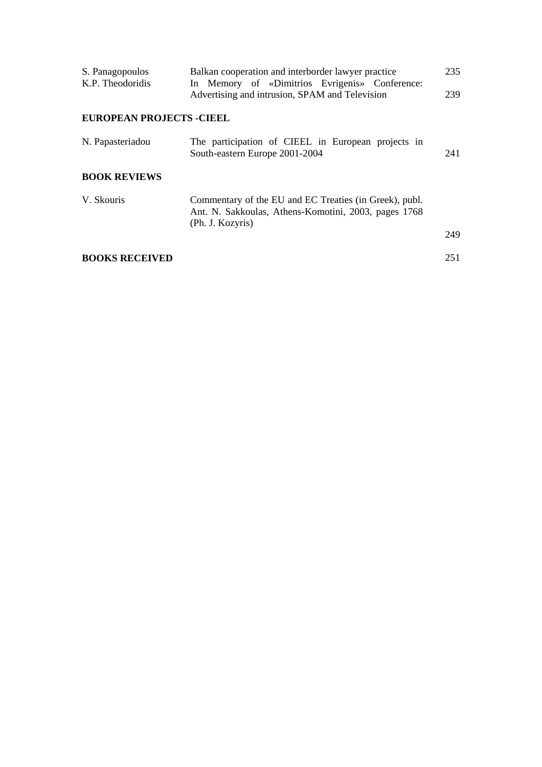| | | |
|---|---|---|
| S. Panagopoulos | Balkan cooperation and interborder lawyer practice | 235 |
| K.P. Theodoridis | In Memory of «Dimitrios Evrigenis» Conference: Advertising and intrusion, SPAM and Television | 239 |

**EUROPEAN PROJECTS -CIEEL**

| | | |
|---|---|---|
| N. Papasteriadou | The participation of CIEEL in European projects in South-eastern Europe 2001-2004 | 241 |

**BOOK REVIEWS**

| | | |
|---|---|---|
| V. Skouris | Commentary of the EU and EC Treaties (in Greek), publ. Ant. N. Sakkoulas, Athens-Komotini, 2003, pages 1768 (Ph. J. Kozyris) | 249 |

**BOOKS RECEIVED** 251